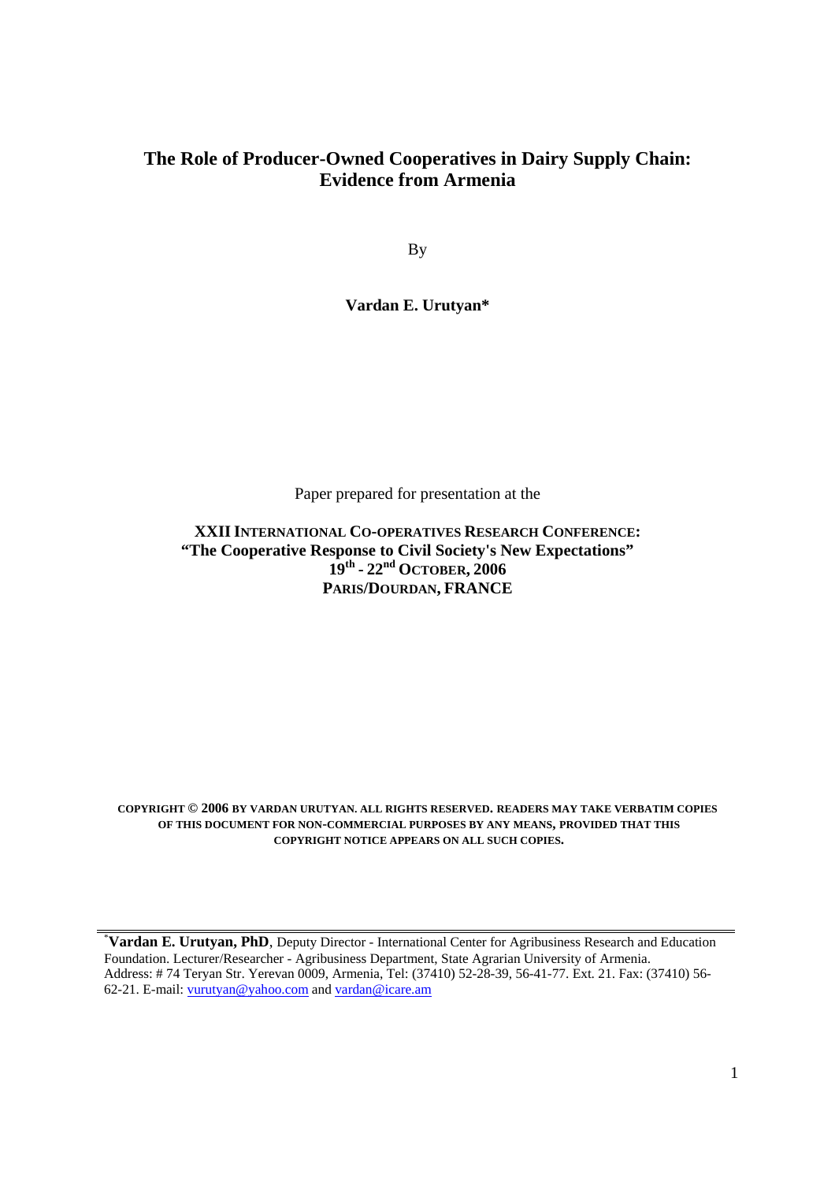# The Role of Producer-Owned Cooperatives in Dairy Supply Chain: Evidence from Armenia

By

**Vardan E. Urutyan***

Paper prepared for presentation at the

**XXII INTERNATIONAL CO-OPERATIVES RESEARCH CONFERENCE:**
**"The Cooperative Response to Civil Society's New Expectations"**
**19th - 22nd OCTOBER, 2006**
**PARIS/DOURDAN, FRANCE**

**COPYRIGHT © 2006 BY VARDAN URUTYAN. ALL RIGHTS RESERVED. READERS MAY TAKE VERBATIM COPIES OF THIS DOCUMENT FOR NON-COMMERCIAL PURPOSES BY ANY MEANS, PROVIDED THAT THIS COPYRIGHT NOTICE APPEARS ON ALL SUCH COPIES.**

---

*__Vardan E. Urutyan, PhD__, Deputy Director - International Center for Agribusiness Research and Education Foundation. Lecturer/Researcher - Agribusiness Department, State Agrarian University of Armenia. Address: # 74 Teryan Str. Yerevan 0009, Armenia, Tel: (37410) 52-28-39, 56-41-77. Ext. 21. Fax: (37410) 56-62-21. E-mail: vurutyan@yahoo.com and vardan@icare.am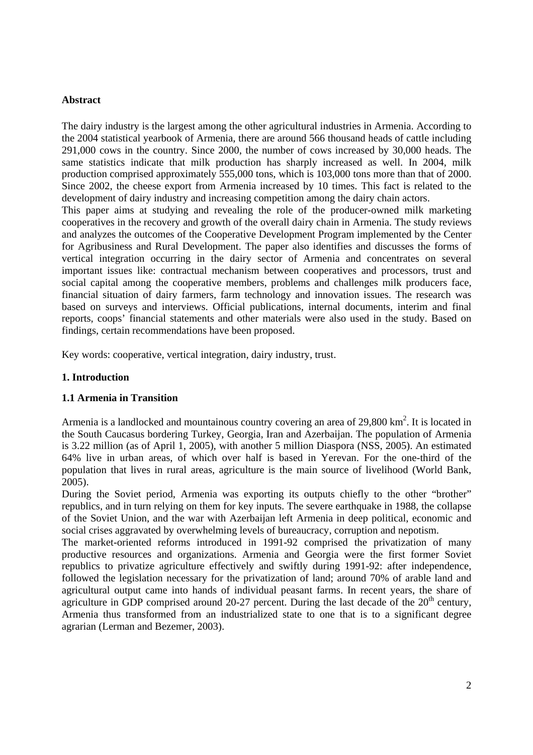**Abstract**

The dairy industry is the largest among the other agricultural industries in Armenia. According to the 2004 statistical yearbook of Armenia, there are around 566 thousand heads of cattle including 291,000 cows in the country. Since 2000, the number of cows increased by 30,000 heads. The same statistics indicate that milk production has sharply increased as well. In 2004, milk production comprised approximately 555,000 tons, which is 103,000 tons more than that of 2000. Since 2002, the cheese export from Armenia increased by 10 times. This fact is related to the development of dairy industry and increasing competition among the dairy chain actors.

This paper aims at studying and revealing the role of the producer-owned milk marketing cooperatives in the recovery and growth of the overall dairy chain in Armenia. The study reviews and analyzes the outcomes of the Cooperative Development Program implemented by the Center for Agribusiness and Rural Development. The paper also identifies and discusses the forms of vertical integration occurring in the dairy sector of Armenia and concentrates on several important issues like: contractual mechanism between cooperatives and processors, trust and social capital among the cooperative members, problems and challenges milk producers face, financial situation of dairy farmers, farm technology and innovation issues. The research was based on surveys and interviews. Official publications, internal documents, interim and final reports, coops' financial statements and other materials were also used in the study. Based on findings, certain recommendations have been proposed.

Key words: cooperative, vertical integration, dairy industry, trust.

## 1. Introduction

### 1.1 Armenia in Transition

Armenia is a landlocked and mountainous country covering an area of 29,800 km$^2$. It is located in the South Caucasus bordering Turkey, Georgia, Iran and Azerbaijan. The population of Armenia is 3.22 million (as of April 1, 2005), with another 5 million Diaspora (NSS, 2005). An estimated 64% live in urban areas, of which over half is based in Yerevan. For the one-third of the population that lives in rural areas, agriculture is the main source of livelihood (World Bank, 2005).

During the Soviet period, Armenia was exporting its outputs chiefly to the other "brother" republics, and in turn relying on them for key inputs. The severe earthquake in 1988, the collapse of the Soviet Union, and the war with Azerbaijan left Armenia in deep political, economic and social crises aggravated by overwhelming levels of bureaucracy, corruption and nepotism.

The market-oriented reforms introduced in 1991-92 comprised the privatization of many productive resources and organizations. Armenia and Georgia were the first former Soviet republics to privatize agriculture effectively and swiftly during 1991-92: after independence, followed the legislation necessary for the privatization of land; around 70% of arable land and agricultural output came into hands of individual peasant farms. In recent years, the share of agriculture in GDP comprised around 20-27 percent. During the last decade of the 20$^{th}$ century, Armenia thus transformed from an industrialized state to one that is to a significant degree agrarian (Lerman and Bezemer, 2003).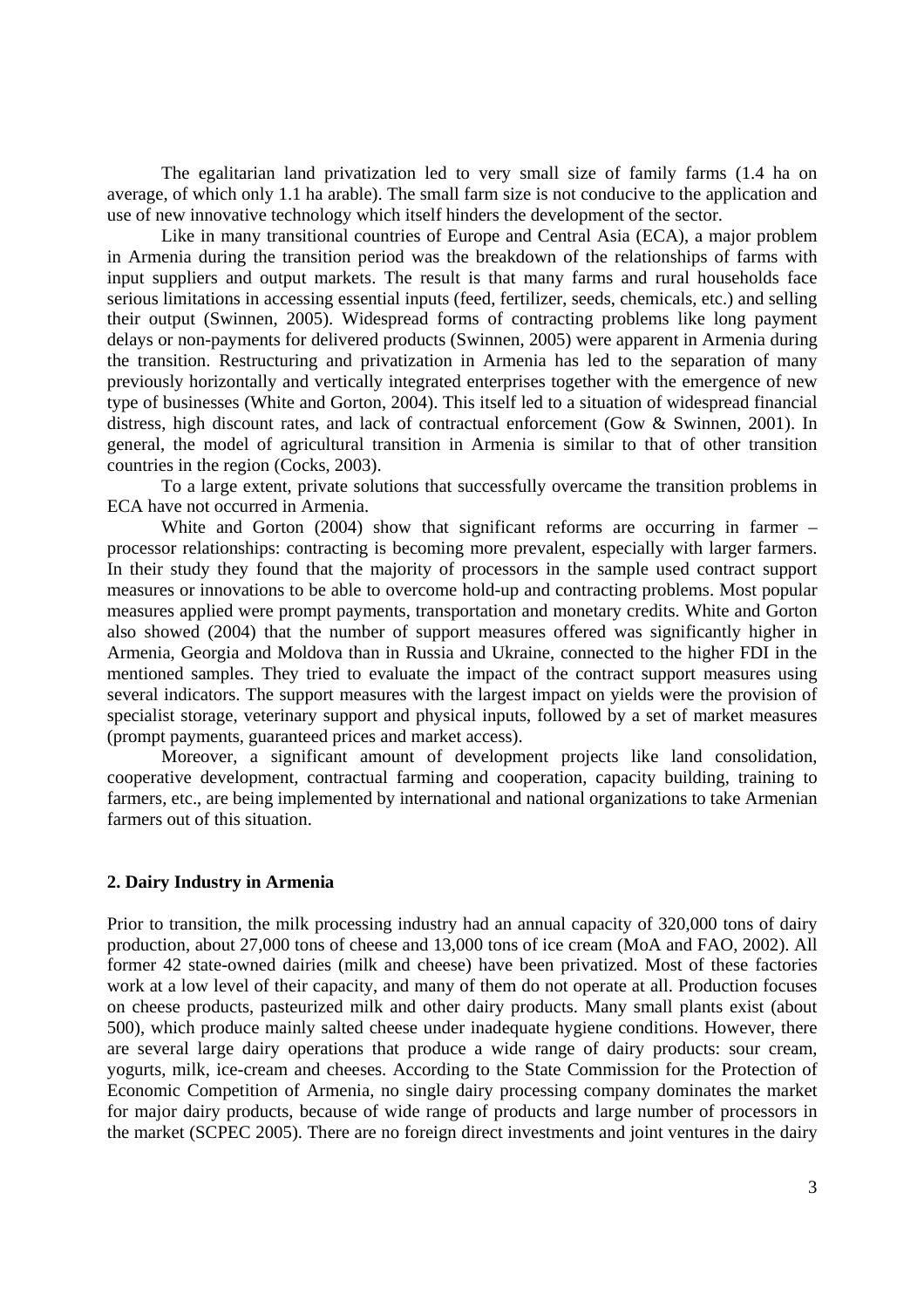The egalitarian land privatization led to very small size of family farms (1.4 ha on average, of which only 1.1 ha arable). The small farm size is not conducive to the application and use of new innovative technology which itself hinders the development of the sector.

Like in many transitional countries of Europe and Central Asia (ECA), a major problem in Armenia during the transition period was the breakdown of the relationships of farms with input suppliers and output markets. The result is that many farms and rural households face serious limitations in accessing essential inputs (feed, fertilizer, seeds, chemicals, etc.) and selling their output (Swinnen, 2005). Widespread forms of contracting problems like long payment delays or non-payments for delivered products (Swinnen, 2005) were apparent in Armenia during the transition. Restructuring and privatization in Armenia has led to the separation of many previously horizontally and vertically integrated enterprises together with the emergence of new type of businesses (White and Gorton, 2004). This itself led to a situation of widespread financial distress, high discount rates, and lack of contractual enforcement (Gow & Swinnen, 2001). In general, the model of agricultural transition in Armenia is similar to that of other transition countries in the region (Cocks, 2003).

To a large extent, private solutions that successfully overcame the transition problems in ECA have not occurred in Armenia.

White and Gorton (2004) show that significant reforms are occurring in farmer – processor relationships: contracting is becoming more prevalent, especially with larger farmers. In their study they found that the majority of processors in the sample used contract support measures or innovations to be able to overcome hold-up and contracting problems. Most popular measures applied were prompt payments, transportation and monetary credits. White and Gorton also showed (2004) that the number of support measures offered was significantly higher in Armenia, Georgia and Moldova than in Russia and Ukraine, connected to the higher FDI in the mentioned samples. They tried to evaluate the impact of the contract support measures using several indicators. The support measures with the largest impact on yields were the provision of specialist storage, veterinary support and physical inputs, followed by a set of market measures (prompt payments, guaranteed prices and market access).

Moreover, a significant amount of development projects like land consolidation, cooperative development, contractual farming and cooperation, capacity building, training to farmers, etc., are being implemented by international and national organizations to take Armenian farmers out of this situation.

## 2. Dairy Industry in Armenia

Prior to transition, the milk processing industry had an annual capacity of 320,000 tons of dairy production, about 27,000 tons of cheese and 13,000 tons of ice cream (MoA and FAO, 2002). All former 42 state-owned dairies (milk and cheese) have been privatized. Most of these factories work at a low level of their capacity, and many of them do not operate at all. Production focuses on cheese products, pasteurized milk and other dairy products. Many small plants exist (about 500), which produce mainly salted cheese under inadequate hygiene conditions. However, there are several large dairy operations that produce a wide range of dairy products: sour cream, yogurts, milk, ice-cream and cheeses. According to the State Commission for the Protection of Economic Competition of Armenia, no single dairy processing company dominates the market for major dairy products, because of wide range of products and large number of processors in the market (SCPEC 2005). There are no foreign direct investments and joint ventures in the dairy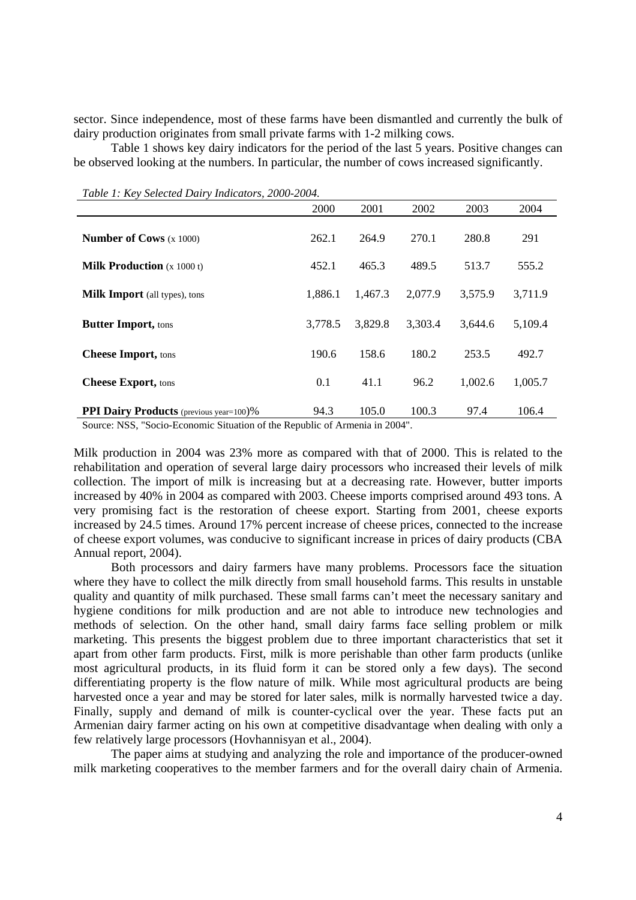sector. Since independence, most of these farms have been dismantled and currently the bulk of dairy production originates from small private farms with 1-2 milking cows.

Table 1 shows key dairy indicators for the period of the last 5 years. Positive changes can be observed looking at the numbers. In particular, the number of cows increased significantly.

*Table 1: Key Selected Dairy Indicators, 2000-2004.*

| | 2000 | 2001 | 2002 | 2003 | 2004 |
|---|---|---|---|---|---|
| **Number of Cows** (x 1000) | 262.1 | 264.9 | 270.1 | 280.8 | 291 |
| **Milk Production** (x 1000 t) | 452.1 | 465.3 | 489.5 | 513.7 | 555.2 |
| **Milk Import** (all types), tons | 1,886.1 | 1,467.3 | 2,077.9 | 3,575.9 | 3,711.9 |
| **Butter Import,** tons | 3,778.5 | 3,829.8 | 3,303.4 | 3,644.6 | 5,109.4 |
| **Cheese Import,** tons | 190.6 | 158.6 | 180.2 | 253.5 | 492.7 |
| **Cheese Export,** tons | 0.1 | 41.1 | 96.2 | 1,002.6 | 1,005.7 |
| **PPI Dairy Products** (previous year=100)% | 94.3 | 105.0 | 100.3 | 97.4 | 106.4 |

Source: NSS, "Socio-Economic Situation of the Republic of Armenia in 2004".

Milk production in 2004 was 23% more as compared with that of 2000. This is related to the rehabilitation and operation of several large dairy processors who increased their levels of milk collection. The import of milk is increasing but at a decreasing rate. However, butter imports increased by 40% in 2004 as compared with 2003. Cheese imports comprised around 493 tons. A very promising fact is the restoration of cheese export. Starting from 2001, cheese exports increased by 24.5 times. Around 17% percent increase of cheese prices, connected to the increase of cheese export volumes, was conducive to significant increase in prices of dairy products (CBA Annual report, 2004).

Both processors and dairy farmers have many problems. Processors face the situation where they have to collect the milk directly from small household farms. This results in unstable quality and quantity of milk purchased. These small farms can't meet the necessary sanitary and hygiene conditions for milk production and are not able to introduce new technologies and methods of selection. On the other hand, small dairy farms face selling problem or milk marketing. This presents the biggest problem due to three important characteristics that set it apart from other farm products. First, milk is more perishable than other farm products (unlike most agricultural products, in its fluid form it can be stored only a few days). The second differentiating property is the flow nature of milk. While most agricultural products are being harvested once a year and may be stored for later sales, milk is normally harvested twice a day. Finally, supply and demand of milk is counter-cyclical over the year. These facts put an Armenian dairy farmer acting on his own at competitive disadvantage when dealing with only a few relatively large processors (Hovhannisyan et al., 2004).

The paper aims at studying and analyzing the role and importance of the producer-owned milk marketing cooperatives to the member farmers and for the overall dairy chain of Armenia.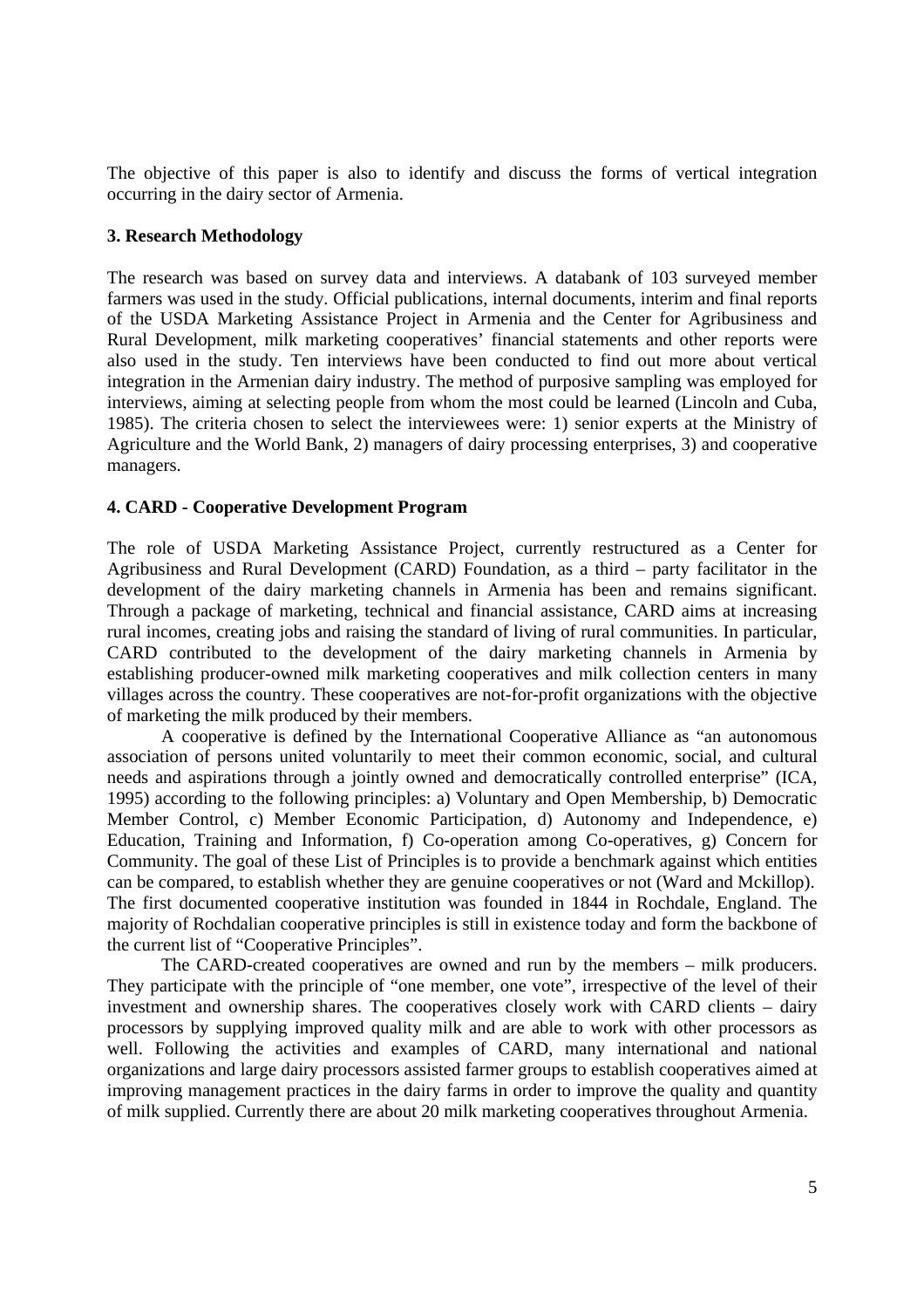The objective of this paper is also to identify and discuss the forms of vertical integration occurring in the dairy sector of Armenia.

## 3. Research Methodology

The research was based on survey data and interviews. A databank of 103 surveyed member farmers was used in the study. Official publications, internal documents, interim and final reports of the USDA Marketing Assistance Project in Armenia and the Center for Agribusiness and Rural Development, milk marketing cooperatives' financial statements and other reports were also used in the study. Ten interviews have been conducted to find out more about vertical integration in the Armenian dairy industry. The method of purposive sampling was employed for interviews, aiming at selecting people from whom the most could be learned (Lincoln and Cuba, 1985). The criteria chosen to select the interviewees were: 1) senior experts at the Ministry of Agriculture and the World Bank, 2) managers of dairy processing enterprises, 3) and cooperative managers.

## 4. CARD - Cooperative Development Program

The role of USDA Marketing Assistance Project, currently restructured as a Center for Agribusiness and Rural Development (CARD) Foundation, as a third – party facilitator in the development of the dairy marketing channels in Armenia has been and remains significant. Through a package of marketing, technical and financial assistance, CARD aims at increasing rural incomes, creating jobs and raising the standard of living of rural communities. In particular, CARD contributed to the development of the dairy marketing channels in Armenia by establishing producer-owned milk marketing cooperatives and milk collection centers in many villages across the country. These cooperatives are not-for-profit organizations with the objective of marketing the milk produced by their members.

A cooperative is defined by the International Cooperative Alliance as "an autonomous association of persons united voluntarily to meet their common economic, social, and cultural needs and aspirations through a jointly owned and democratically controlled enterprise" (ICA, 1995) according to the following principles: a) Voluntary and Open Membership, b) Democratic Member Control, c) Member Economic Participation, d) Autonomy and Independence, e) Education, Training and Information, f) Co-operation among Co-operatives, g) Concern for Community. The goal of these List of Principles is to provide a benchmark against which entities can be compared, to establish whether they are genuine cooperatives or not (Ward and Mckillop). The first documented cooperative institution was founded in 1844 in Rochdale, England. The majority of Rochdalian cooperative principles is still in existence today and form the backbone of the current list of "Cooperative Principles".

The CARD-created cooperatives are owned and run by the members – milk producers. They participate with the principle of "one member, one vote", irrespective of the level of their investment and ownership shares. The cooperatives closely work with CARD clients – dairy processors by supplying improved quality milk and are able to work with other processors as well. Following the activities and examples of CARD, many international and national organizations and large dairy processors assisted farmer groups to establish cooperatives aimed at improving management practices in the dairy farms in order to improve the quality and quantity of milk supplied. Currently there are about 20 milk marketing cooperatives throughout Armenia.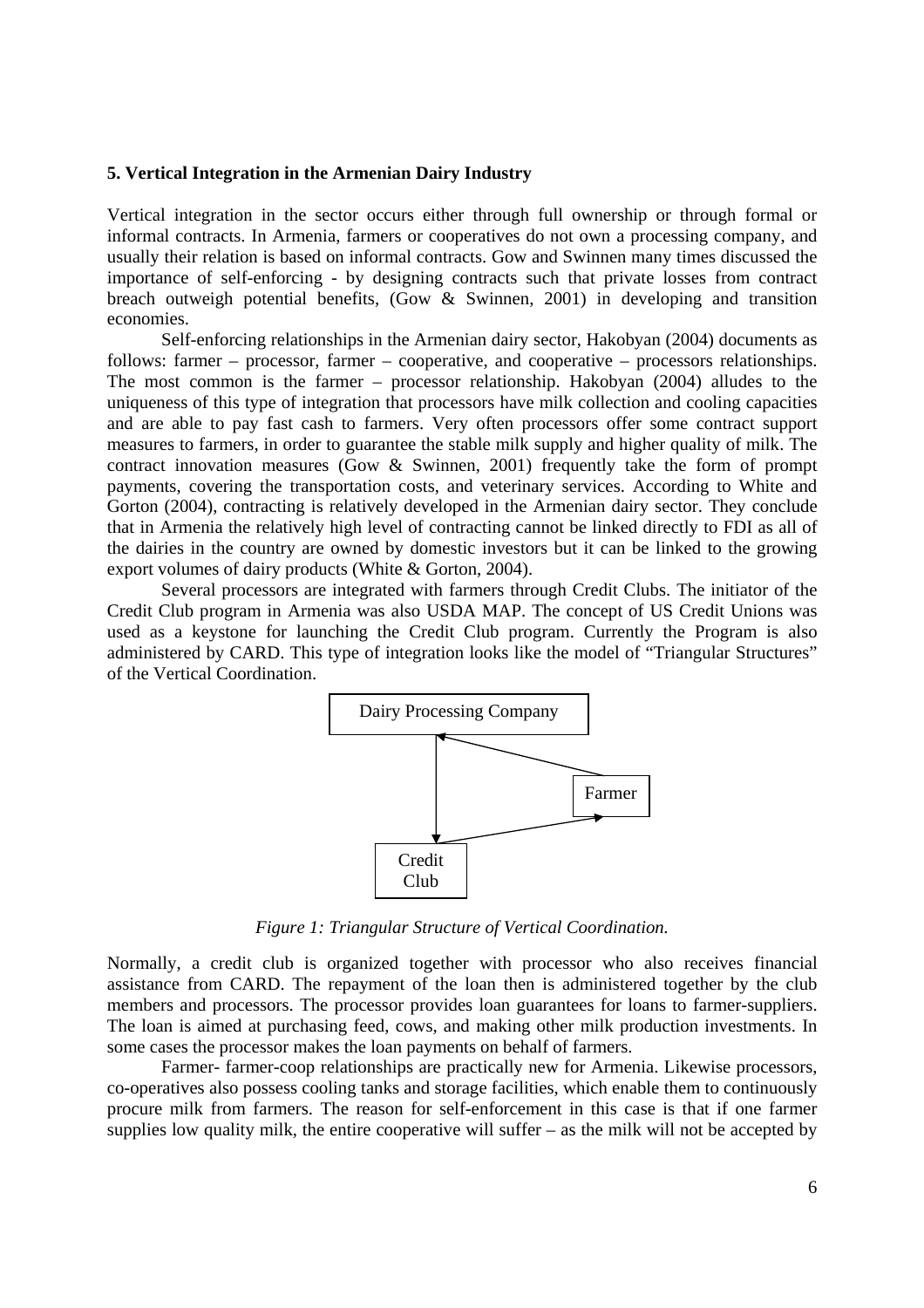### 5. Vertical Integration in the Armenian Dairy Industry

Vertical integration in the sector occurs either through full ownership or through formal or informal contracts. In Armenia, farmers or cooperatives do not own a processing company, and usually their relation is based on informal contracts. Gow and Swinnen many times discussed the importance of self-enforcing - by designing contracts such that private losses from contract breach outweigh potential benefits, (Gow & Swinnen, 2001) in developing and transition economies.

Self-enforcing relationships in the Armenian dairy sector, Hakobyan (2004) documents as follows: farmer – processor, farmer – cooperative, and cooperative – processors relationships. The most common is the farmer – processor relationship. Hakobyan (2004) alludes to the uniqueness of this type of integration that processors have milk collection and cooling capacities and are able to pay fast cash to farmers. Very often processors offer some contract support measures to farmers, in order to guarantee the stable milk supply and higher quality of milk. The contract innovation measures (Gow & Swinnen, 2001) frequently take the form of prompt payments, covering the transportation costs, and veterinary services. According to White and Gorton (2004), contracting is relatively developed in the Armenian dairy sector. They conclude that in Armenia the relatively high level of contracting cannot be linked directly to FDI as all of the dairies in the country are owned by domestic investors but it can be linked to the growing export volumes of dairy products (White & Gorton, 2004).

Several processors are integrated with farmers through Credit Clubs. The initiator of the Credit Club program in Armenia was also USDA MAP. The concept of US Credit Unions was used as a keystone for launching the Credit Club program. Currently the Program is also administered by CARD. This type of integration looks like the model of "Triangular Structures" of the Vertical Coordination.

Dairy Processing Company

Farmer

Credit Club

*Figure 1: Triangular Structure of Vertical Coordination.*

Normally, a credit club is organized together with processor who also receives financial assistance from CARD. The repayment of the loan then is administered together by the club members and processors. The processor provides loan guarantees for loans to farmer-suppliers. The loan is aimed at purchasing feed, cows, and making other milk production investments. In some cases the processor makes the loan payments on behalf of farmers.

Farmer- farmer-coop relationships are practically new for Armenia. Likewise processors, co-operatives also possess cooling tanks and storage facilities, which enable them to continuously procure milk from farmers. The reason for self-enforcement in this case is that if one farmer supplies low quality milk, the entire cooperative will suffer – as the milk will not be accepted by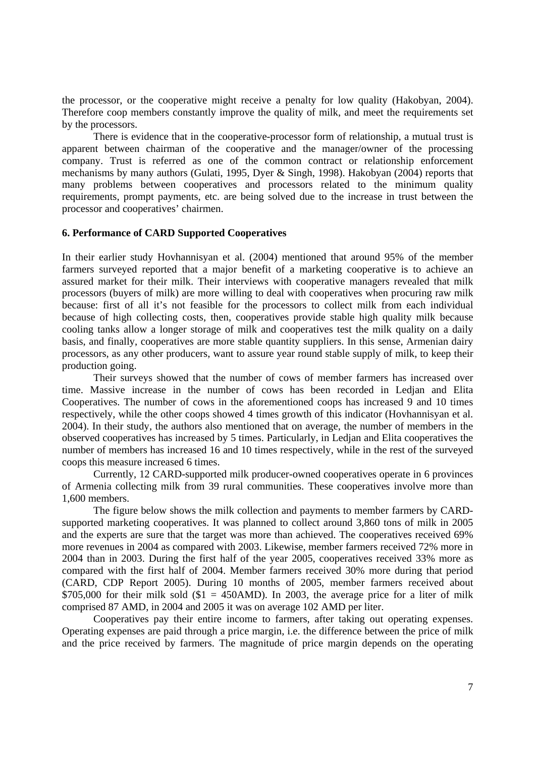the processor, or the cooperative might receive a penalty for low quality (Hakobyan, 2004). Therefore coop members constantly improve the quality of milk, and meet the requirements set by the processors.

There is evidence that in the cooperative-processor form of relationship, a mutual trust is apparent between chairman of the cooperative and the manager/owner of the processing company. Trust is referred as one of the common contract or relationship enforcement mechanisms by many authors (Gulati, 1995, Dyer & Singh, 1998). Hakobyan (2004) reports that many problems between cooperatives and processors related to the minimum quality requirements, prompt payments, etc. are being solved due to the increase in trust between the processor and cooperatives' chairmen.

### 6. Performance of CARD Supported Cooperatives

In their earlier study Hovhannisyan et al. (2004) mentioned that around 95% of the member farmers surveyed reported that a major benefit of a marketing cooperative is to achieve an assured market for their milk. Their interviews with cooperative managers revealed that milk processors (buyers of milk) are more willing to deal with cooperatives when procuring raw milk because: first of all it's not feasible for the processors to collect milk from each individual because of high collecting costs, then, cooperatives provide stable high quality milk because cooling tanks allow a longer storage of milk and cooperatives test the milk quality on a daily basis, and finally, cooperatives are more stable quantity suppliers. In this sense, Armenian dairy processors, as any other producers, want to assure year round stable supply of milk, to keep their production going.

Their surveys showed that the number of cows of member farmers has increased over time. Massive increase in the number of cows has been recorded in Ledjan and Elita Cooperatives. The number of cows in the aforementioned coops has increased 9 and 10 times respectively, while the other coops showed 4 times growth of this indicator (Hovhannisyan et al. 2004). In their study, the authors also mentioned that on average, the number of members in the observed cooperatives has increased by 5 times. Particularly, in Ledjan and Elita cooperatives the number of members has increased 16 and 10 times respectively, while in the rest of the surveyed coops this measure increased 6 times.

Currently, 12 CARD-supported milk producer-owned cooperatives operate in 6 provinces of Armenia collecting milk from 39 rural communities. These cooperatives involve more than 1,600 members.

The figure below shows the milk collection and payments to member farmers by CARD-supported marketing cooperatives. It was planned to collect around 3,860 tons of milk in 2005 and the experts are sure that the target was more than achieved. The cooperatives received 69% more revenues in 2004 as compared with 2003. Likewise, member farmers received 72% more in 2004 than in 2003. During the first half of the year 2005, cooperatives received 33% more as compared with the first half of 2004. Member farmers received 30% more during that period (CARD, CDP Report 2005). During 10 months of 2005, member farmers received about $705,000 for their milk sold ($1 = 450AMD). In 2003, the average price for a liter of milk comprised 87 AMD, in 2004 and 2005 it was on average 102 AMD per liter.

Cooperatives pay their entire income to farmers, after taking out operating expenses. Operating expenses are paid through a price margin, i.e. the difference between the price of milk and the price received by farmers. The magnitude of price margin depends on the operating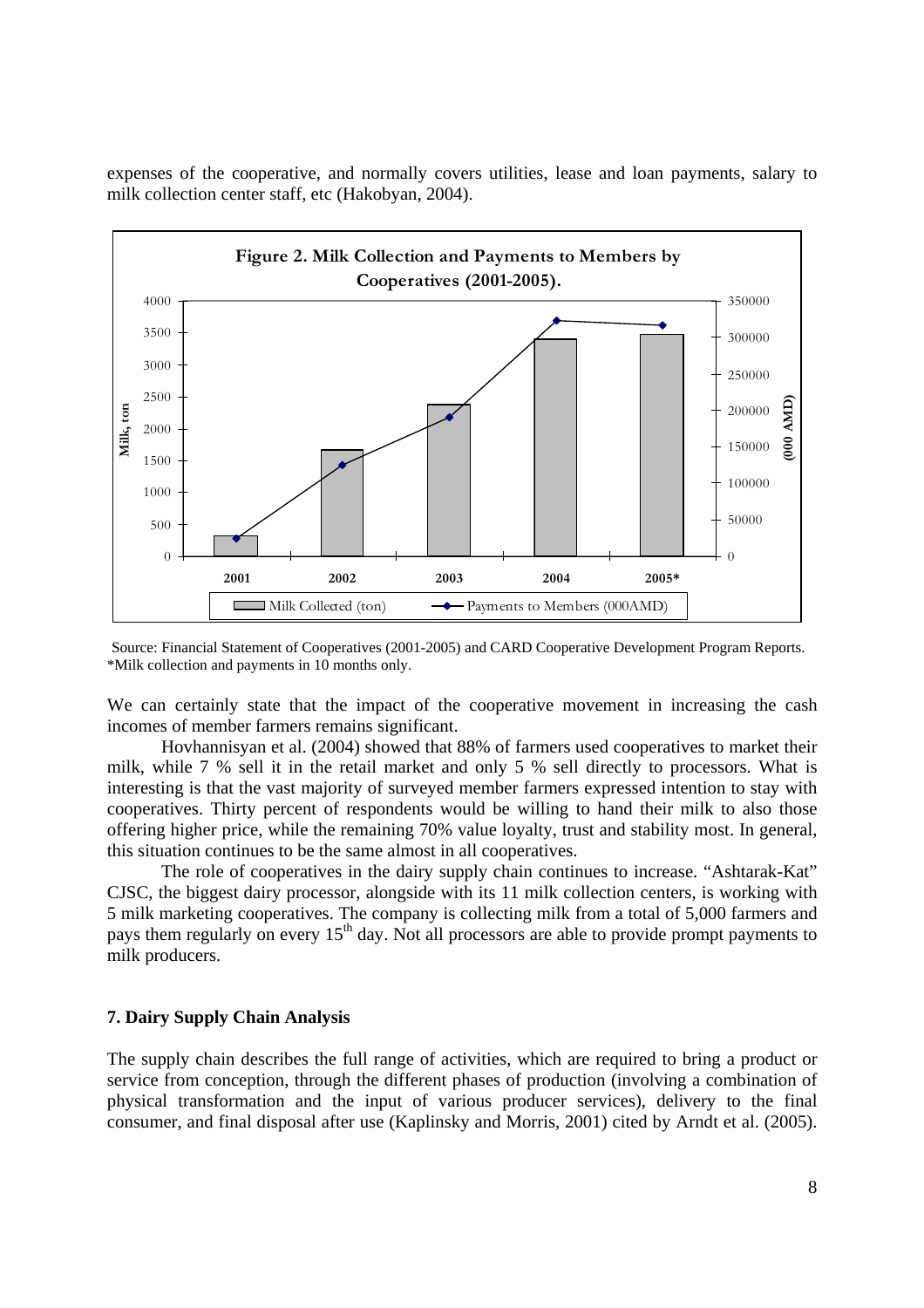expenses of the cooperative, and normally covers utilities, lease and loan payments, salary to milk collection center staff, etc (Hakobyan, 2004).

**Figure 2. Milk Collection and Payments to Members by Cooperatives (2001-2005).**

Source: Financial Statement of Cooperatives (2001-2005) and CARD Cooperative Development Program Reports.
*Milk collection and payments in 10 months only.

We can certainly state that the impact of the cooperative movement in increasing the cash incomes of member farmers remains significant.

Hovhannisyan et al. (2004) showed that 88% of farmers used cooperatives to market their milk, while 7 % sell it in the retail market and only 5 % sell directly to processors. What is interesting is that the vast majority of surveyed member farmers expressed intention to stay with cooperatives. Thirty percent of respondents would be willing to hand their milk to also those offering higher price, while the remaining 70% value loyalty, trust and stability most. In general, this situation continues to be the same almost in all cooperatives.

The role of cooperatives in the dairy supply chain continues to increase. "Ashtarak-Kat" CJSC, the biggest dairy processor, alongside with its 11 milk collection centers, is working with 5 milk marketing cooperatives. The company is collecting milk from a total of 5,000 farmers and pays them regularly on every 15th day. Not all processors are able to provide prompt payments to milk producers.

### 7. Dairy Supply Chain Analysis

The supply chain describes the full range of activities, which are required to bring a product or service from conception, through the different phases of production (involving a combination of physical transformation and the input of various producer services), delivery to the final consumer, and final disposal after use (Kaplinsky and Morris, 2001) cited by Arndt et al. (2005).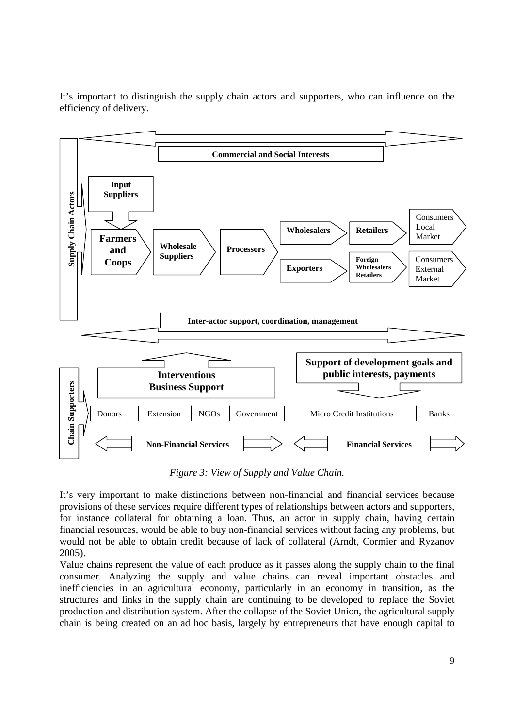It's important to distinguish the supply chain actors and supporters, who can influence on the efficiency of delivery.

Commercial and Social Interests

Supply Chain Actors

Input Suppliers

Farmers and Coops

Wholesale Suppliers

Processors

Wholesalers

Retailers

Consumers Local Market

Exporters

Foreign Wholesalers Retailers

Consumers External Market

Inter-actor support, coordination, management

Interventions Business Support

Support of development goals and public interests, payments

Chain Supporters

Donors | Extension | NGOs | Government | Micro Credit Institutions | Banks

Non-Financial Services

Financial Services

*Figure 3: View of Supply and Value Chain.*

It's very important to make distinctions between non-financial and financial services because provisions of these services require different types of relationships between actors and supporters, for instance collateral for obtaining a loan. Thus, an actor in supply chain, having certain financial resources, would be able to buy non-financial services without facing any problems, but would not be able to obtain credit because of lack of collateral (Arndt, Cormier and Ryzanov 2005).

Value chains represent the value of each produce as it passes along the supply chain to the final consumer. Analyzing the supply and value chains can reveal important obstacles and inefficiencies in an agricultural economy, particularly in an economy in transition, as the structures and links in the supply chain are continuing to be developed to replace the Soviet production and distribution system. After the collapse of the Soviet Union, the agricultural supply chain is being created on an ad hoc basis, largely by entrepreneurs that have enough capital to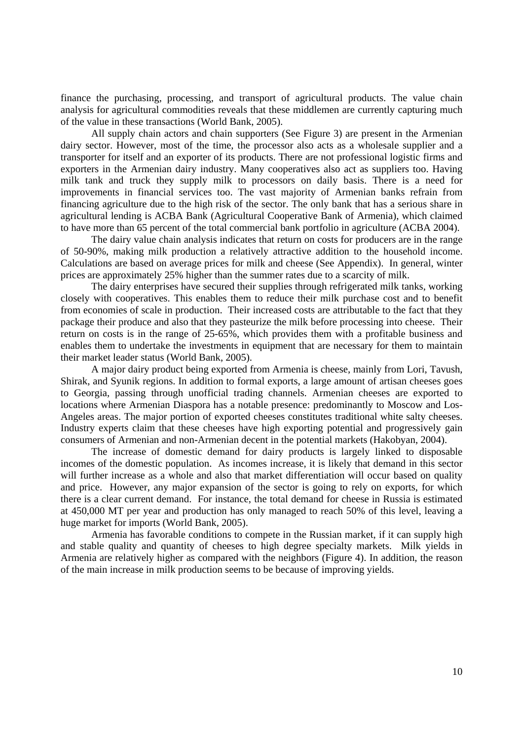finance the purchasing, processing, and transport of agricultural products. The value chain analysis for agricultural commodities reveals that these middlemen are currently capturing much of the value in these transactions (World Bank, 2005).

All supply chain actors and chain supporters (See Figure 3) are present in the Armenian dairy sector. However, most of the time, the processor also acts as a wholesale supplier and a transporter for itself and an exporter of its products. There are not professional logistic firms and exporters in the Armenian dairy industry. Many cooperatives also act as suppliers too. Having milk tank and truck they supply milk to processors on daily basis. There is a need for improvements in financial services too. The vast majority of Armenian banks refrain from financing agriculture due to the high risk of the sector. The only bank that has a serious share in agricultural lending is ACBA Bank (Agricultural Cooperative Bank of Armenia), which claimed to have more than 65 percent of the total commercial bank portfolio in agriculture (ACBA 2004).

The dairy value chain analysis indicates that return on costs for producers are in the range of 50-90%, making milk production a relatively attractive addition to the household income. Calculations are based on average prices for milk and cheese (See Appendix). In general, winter prices are approximately 25% higher than the summer rates due to a scarcity of milk.

The dairy enterprises have secured their supplies through refrigerated milk tanks, working closely with cooperatives. This enables them to reduce their milk purchase cost and to benefit from economies of scale in production. Their increased costs are attributable to the fact that they package their produce and also that they pasteurize the milk before processing into cheese. Their return on costs is in the range of 25-65%, which provides them with a profitable business and enables them to undertake the investments in equipment that are necessary for them to maintain their market leader status (World Bank, 2005).

A major dairy product being exported from Armenia is cheese, mainly from Lori, Tavush, Shirak, and Syunik regions. In addition to formal exports, a large amount of artisan cheeses goes to Georgia, passing through unofficial trading channels. Armenian cheeses are exported to locations where Armenian Diaspora has a notable presence: predominantly to Moscow and Los-Angeles areas. The major portion of exported cheeses constitutes traditional white salty cheeses. Industry experts claim that these cheeses have high exporting potential and progressively gain consumers of Armenian and non-Armenian decent in the potential markets (Hakobyan, 2004).

The increase of domestic demand for dairy products is largely linked to disposable incomes of the domestic population. As incomes increase, it is likely that demand in this sector will further increase as a whole and also that market differentiation will occur based on quality and price. However, any major expansion of the sector is going to rely on exports, for which there is a clear current demand. For instance, the total demand for cheese in Russia is estimated at 450,000 MT per year and production has only managed to reach 50% of this level, leaving a huge market for imports (World Bank, 2005).

Armenia has favorable conditions to compete in the Russian market, if it can supply high and stable quality and quantity of cheeses to high degree specialty markets. Milk yields in Armenia are relatively higher as compared with the neighbors (Figure 4). In addition, the reason of the main increase in milk production seems to be because of improving yields.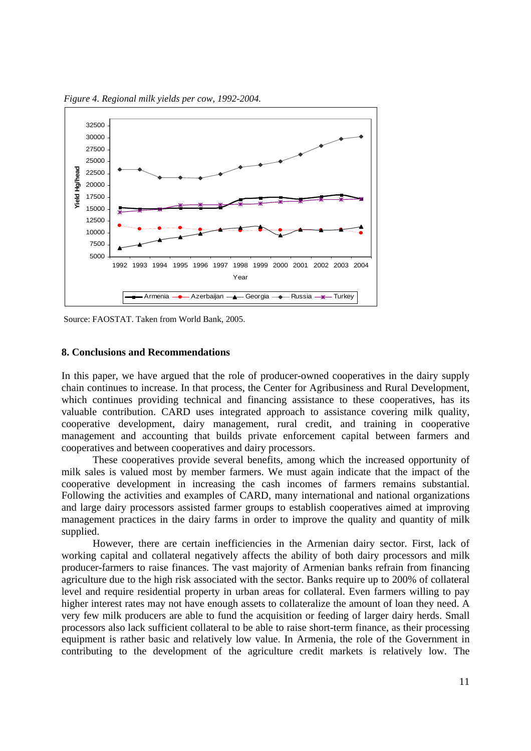*Figure 4. Regional milk yields per cow, 1992-2004.*

Source: FAOSTAT. Taken from World Bank, 2005.

## 8. Conclusions and Recommendations

In this paper, we have argued that the role of producer-owned cooperatives in the dairy supply chain continues to increase. In that process, the Center for Agribusiness and Rural Development, which continues providing technical and financing assistance to these cooperatives, has its valuable contribution. CARD uses integrated approach to assistance covering milk quality, cooperative development, dairy management, rural credit, and training in cooperative management and accounting that builds private enforcement capital between farmers and cooperatives and between cooperatives and dairy processors.

These cooperatives provide several benefits, among which the increased opportunity of milk sales is valued most by member farmers. We must again indicate that the impact of the cooperative development in increasing the cash incomes of farmers remains substantial. Following the activities and examples of CARD, many international and national organizations and large dairy processors assisted farmer groups to establish cooperatives aimed at improving management practices in the dairy farms in order to improve the quality and quantity of milk supplied.

However, there are certain inefficiencies in the Armenian dairy sector. First, lack of working capital and collateral negatively affects the ability of both dairy processors and milk producer-farmers to raise finances. The vast majority of Armenian banks refrain from financing agriculture due to the high risk associated with the sector. Banks require up to 200% of collateral level and require residential property in urban areas for collateral. Even farmers willing to pay higher interest rates may not have enough assets to collateralize the amount of loan they need. A very few milk producers are able to fund the acquisition or feeding of larger dairy herds. Small processors also lack sufficient collateral to be able to raise short-term finance, as their processing equipment is rather basic and relatively low value. In Armenia, the role of the Government in contributing to the development of the agriculture credit markets is relatively low. The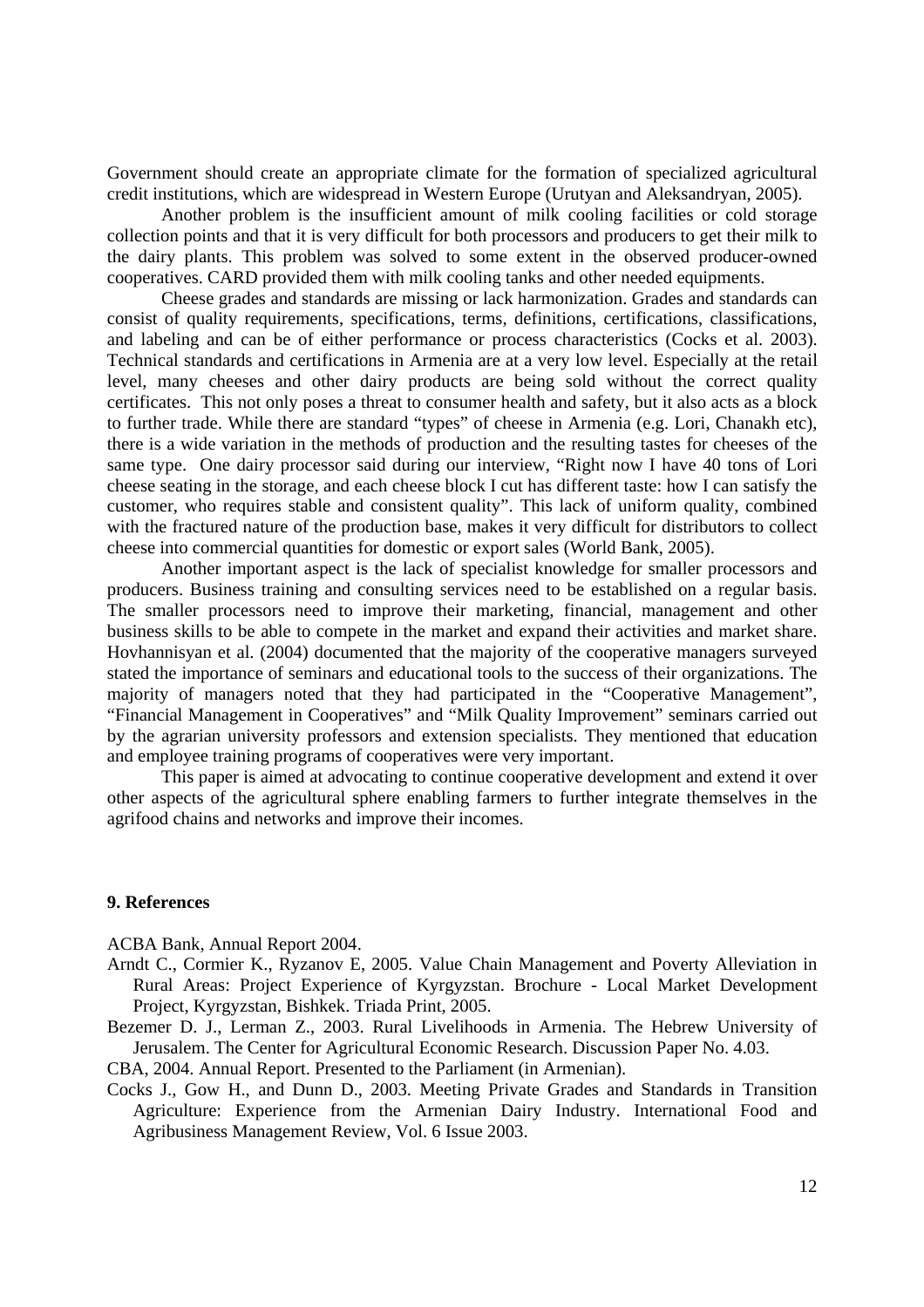Government should create an appropriate climate for the formation of specialized agricultural credit institutions, which are widespread in Western Europe (Urutyan and Aleksandryan, 2005).

Another problem is the insufficient amount of milk cooling facilities or cold storage collection points and that it is very difficult for both processors and producers to get their milk to the dairy plants. This problem was solved to some extent in the observed producer-owned cooperatives. CARD provided them with milk cooling tanks and other needed equipments.

Cheese grades and standards are missing or lack harmonization. Grades and standards can consist of quality requirements, specifications, terms, definitions, certifications, classifications, and labeling and can be of either performance or process characteristics (Cocks et al. 2003). Technical standards and certifications in Armenia are at a very low level. Especially at the retail level, many cheeses and other dairy products are being sold without the correct quality certificates. This not only poses a threat to consumer health and safety, but it also acts as a block to further trade. While there are standard "types" of cheese in Armenia (e.g. Lori, Chanakh etc), there is a wide variation in the methods of production and the resulting tastes for cheeses of the same type. One dairy processor said during our interview, "Right now I have 40 tons of Lori cheese seating in the storage, and each cheese block I cut has different taste: how I can satisfy the customer, who requires stable and consistent quality". This lack of uniform quality, combined with the fractured nature of the production base, makes it very difficult for distributors to collect cheese into commercial quantities for domestic or export sales (World Bank, 2005).

Another important aspect is the lack of specialist knowledge for smaller processors and producers. Business training and consulting services need to be established on a regular basis. The smaller processors need to improve their marketing, financial, management and other business skills to be able to compete in the market and expand their activities and market share. Hovhannisyan et al. (2004) documented that the majority of the cooperative managers surveyed stated the importance of seminars and educational tools to the success of their organizations. The majority of managers noted that they had participated in the "Cooperative Management", "Financial Management in Cooperatives" and "Milk Quality Improvement" seminars carried out by the agrarian university professors and extension specialists. They mentioned that education and employee training programs of cooperatives were very important.

This paper is aimed at advocating to continue cooperative development and extend it over other aspects of the agricultural sphere enabling farmers to further integrate themselves in the agrifood chains and networks and improve their incomes.

**9. References**

ACBA Bank, Annual Report 2004.

Arndt C., Cormier K., Ryzanov E, 2005. Value Chain Management and Poverty Alleviation in Rural Areas: Project Experience of Kyrgyzstan. Brochure - Local Market Development Project, Kyrgyzstan, Bishkek. Triada Print, 2005.

Bezemer D. J., Lerman Z., 2003. Rural Livelihoods in Armenia. The Hebrew University of Jerusalem. The Center for Agricultural Economic Research. Discussion Paper No. 4.03.

CBA, 2004. Annual Report. Presented to the Parliament (in Armenian).

Cocks J., Gow H., and Dunn D., 2003. Meeting Private Grades and Standards in Transition Agriculture: Experience from the Armenian Dairy Industry. International Food and Agribusiness Management Review, Vol. 6 Issue 2003.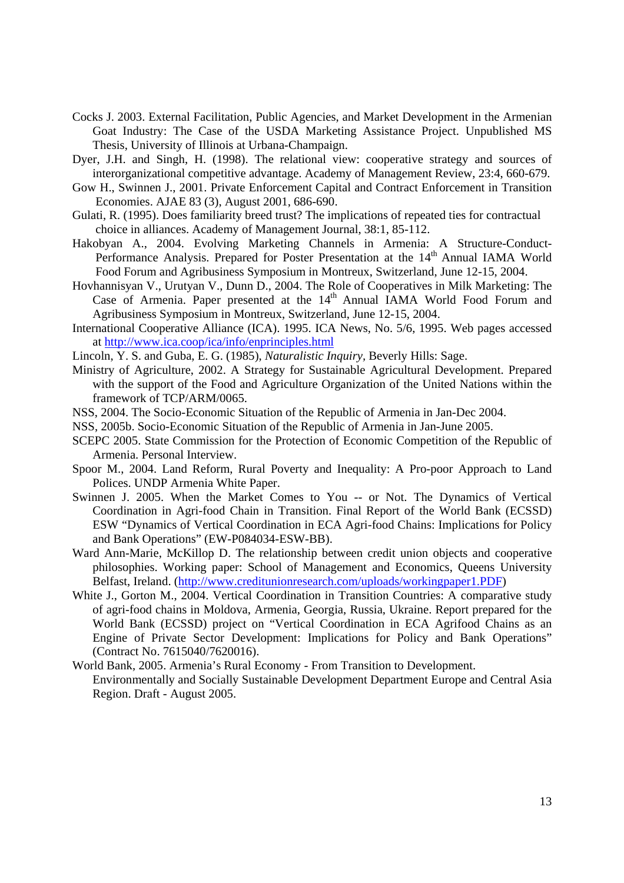Cocks J. 2003. External Facilitation, Public Agencies, and Market Development in the Armenian Goat Industry: The Case of the USDA Marketing Assistance Project. Unpublished MS Thesis, University of Illinois at Urbana-Champaign.

Dyer, J.H. and Singh, H. (1998). The relational view: cooperative strategy and sources of interorganizational competitive advantage. Academy of Management Review, 23:4, 660-679.

Gow H., Swinnen J., 2001. Private Enforcement Capital and Contract Enforcement in Transition Economies. AJAE 83 (3), August 2001, 686-690.

Gulati, R. (1995). Does familiarity breed trust? The implications of repeated ties for contractual choice in alliances. Academy of Management Journal, 38:1, 85-112.

Hakobyan A., 2004. Evolving Marketing Channels in Armenia: A Structure-Conduct-Performance Analysis. Prepared for Poster Presentation at the 14th Annual IAMA World Food Forum and Agribusiness Symposium in Montreux, Switzerland, June 12-15, 2004.

Hovhannisyan V., Urutyan V., Dunn D., 2004. The Role of Cooperatives in Milk Marketing: The Case of Armenia. Paper presented at the 14th Annual IAMA World Food Forum and Agribusiness Symposium in Montreux, Switzerland, June 12-15, 2004.

International Cooperative Alliance (ICA). 1995. ICA News, No. 5/6, 1995. Web pages accessed at http://www.ica.coop/ica/info/enprinciples.html

Lincoln, Y. S. and Guba, E. G. (1985), *Naturalistic Inquiry*, Beverly Hills: Sage.

Ministry of Agriculture, 2002. A Strategy for Sustainable Agricultural Development. Prepared with the support of the Food and Agriculture Organization of the United Nations within the framework of TCP/ARM/0065.

NSS, 2004. The Socio-Economic Situation of the Republic of Armenia in Jan-Dec 2004.

NSS, 2005b. Socio-Economic Situation of the Republic of Armenia in Jan-June 2005.

SCEPC 2005. State Commission for the Protection of Economic Competition of the Republic of Armenia. Personal Interview.

Spoor M., 2004. Land Reform, Rural Poverty and Inequality: A Pro-poor Approach to Land Polices. UNDP Armenia White Paper.

Swinnen J. 2005. When the Market Comes to You -- or Not. The Dynamics of Vertical Coordination in Agri-food Chain in Transition. Final Report of the World Bank (ECSSD) ESW "Dynamics of Vertical Coordination in ECA Agri-food Chains: Implications for Policy and Bank Operations" (EW-P084034-ESW-BB).

Ward Ann-Marie, McKillop D. The relationship between credit union objects and cooperative philosophies. Working paper: School of Management and Economics, Queens University Belfast, Ireland. (http://www.creditunionresearch.com/uploads/workingpaper1.PDF)

White J., Gorton M., 2004. Vertical Coordination in Transition Countries: A comparative study of agri-food chains in Moldova, Armenia, Georgia, Russia, Ukraine. Report prepared for the World Bank (ECSSD) project on "Vertical Coordination in ECA Agrifood Chains as an Engine of Private Sector Development: Implications for Policy and Bank Operations" (Contract No. 7615040/7620016).

World Bank, 2005. Armenia's Rural Economy - From Transition to Development. Environmentally and Socially Sustainable Development Department Europe and Central Asia Region. Draft - August 2005.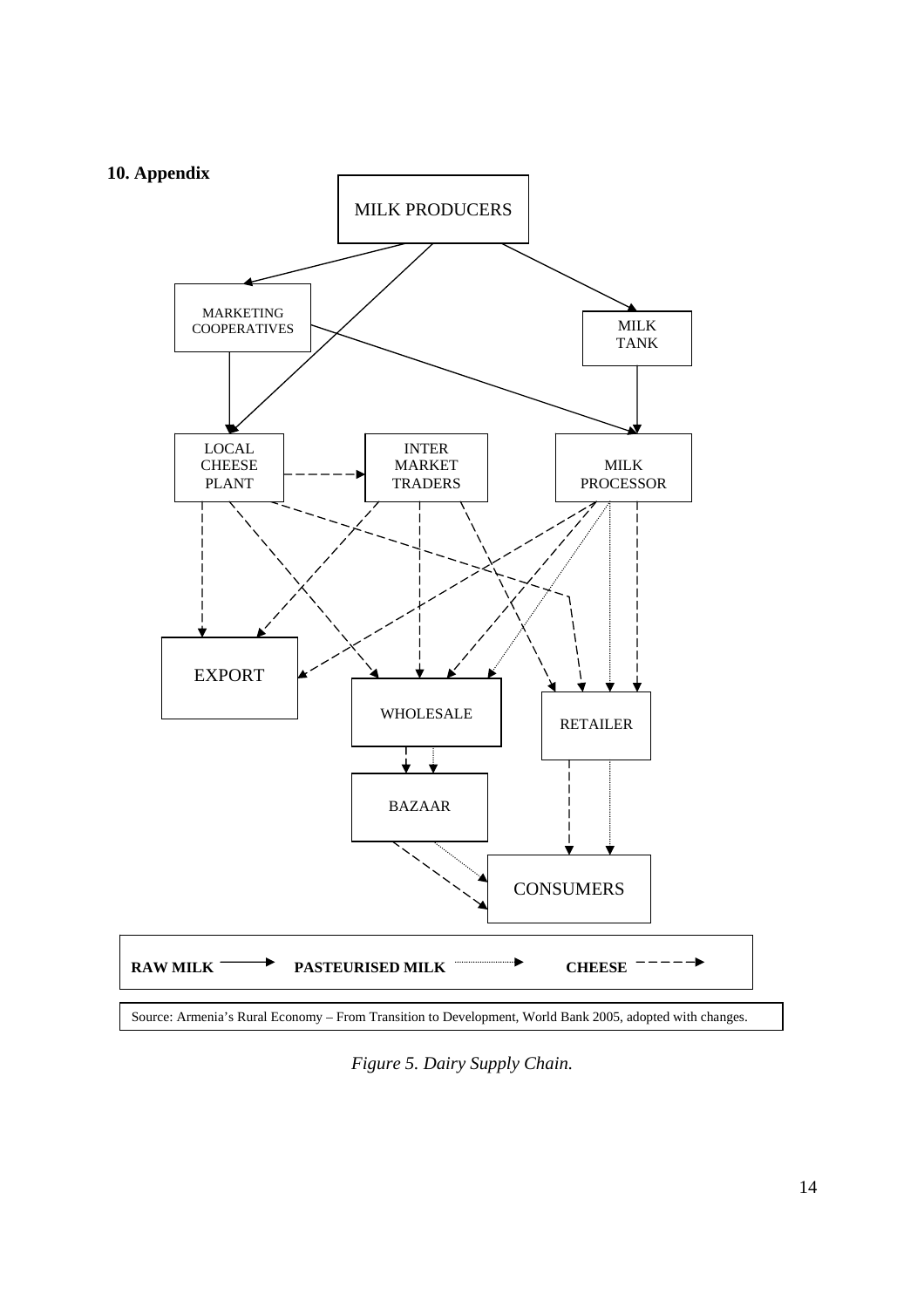## 10. Appendix

MILK PRODUCERS

MARKETING COOPERATIVES

MILK TANK

LOCAL CHEESE PLANT

INTER MARKET TRADERS

MILK PROCESSOR

EXPORT

WHOLESALE

RETAILER

BAZAAR

CONSUMERS

**RAW MILK** **PASTEURISED MILK** **CHEESE**

Source: Armenia's Rural Economy – From Transition to Development, World Bank 2005, adopted with changes.

*Figure 5. Dairy Supply Chain.*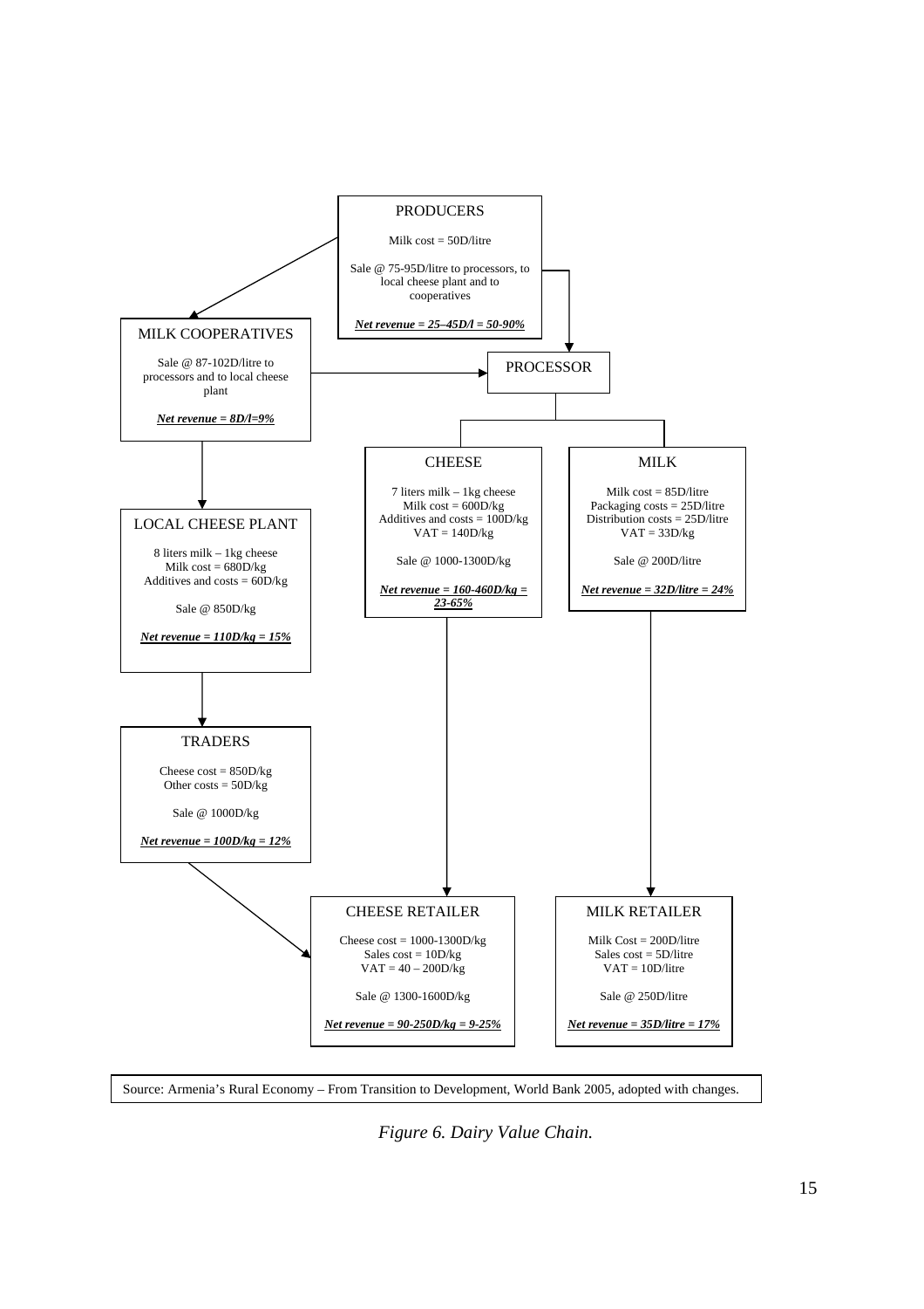PRODUCERS

Milk cost = 50D/litre

Sale @ 75-95D/litre to processors, to local cheese plant and to cooperatives

***Net revenue = 25–45D/l = 50-90%***

MILK COOPERATIVES

Sale @ 87-102D/litre to processors and to local cheese plant

***Net revenue = 8D/l=9%***

PROCESSOR

LOCAL CHEESE PLANT

8 liters milk – 1kg cheese
Milk cost = 680D/kg
Additives and costs = 60D/kg

Sale @ 850D/kg

***Net revenue = 110D/kg = 15%***

CHEESE

7 liters milk – 1kg cheese
Milk cost = 600D/kg
Additives and costs = 100D/kg
VAT = 140D/kg

Sale @ 1000-1300D/kg

***Net revenue = 160-460D/kg = 23-65%***

MILK

Milk cost = 85D/litre
Packaging costs = 25D/litre
Distribution costs = 25D/litre
VAT = 33D/kg

Sale @ 200D/litre

***Net revenue = 32D/litre = 24%***

TRADERS

Cheese cost = 850D/kg
Other costs = 50D/kg

Sale @ 1000D/kg

***Net revenue = 100D/kg = 12%***

CHEESE RETAILER

Cheese cost = 1000-1300D/kg
Sales cost = 10D/kg
VAT = 40 – 200D/kg

Sale @ 1300-1600D/kg

***Net revenue = 90-250D/kg = 9-25%***

MILK RETAILER

Milk Cost = 200D/litre
Sales cost = 5D/litre
VAT = 10D/litre

Sale @ 250D/litre

***Net revenue = 35D/litre = 17%***

Source: Armenia's Rural Economy – From Transition to Development, World Bank 2005, adopted with changes.

*Figure 6. Dairy Value Chain.*